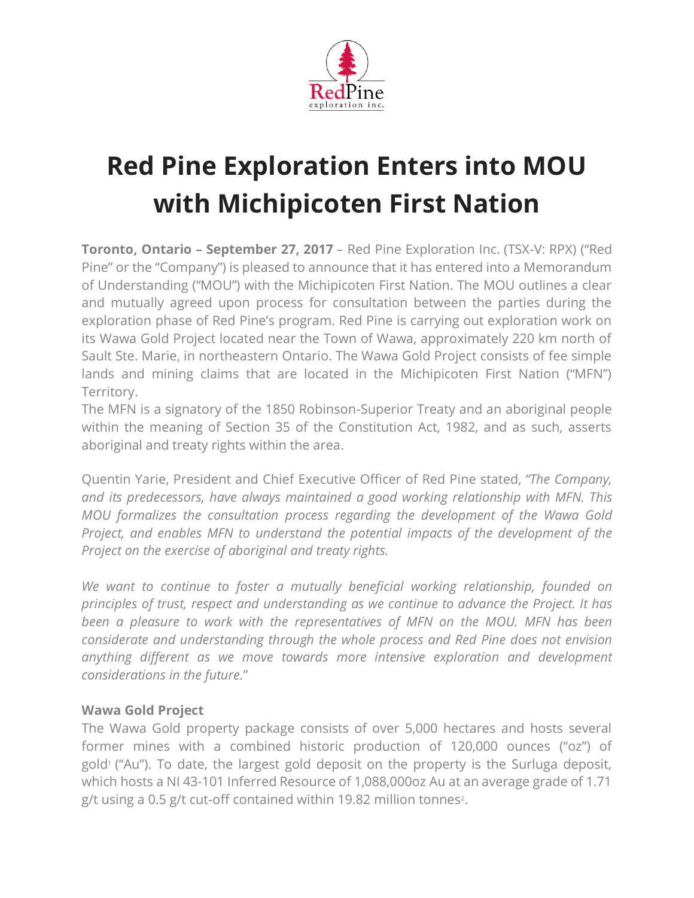# Red Pine Exploration Enters into MOU with Michipicoten First Nation

**Toronto, Ontario – September 27, 2017** – Red Pine Exploration Inc. (TSX-V: RPX) ("Red Pine" or the "Company") is pleased to announce that it has entered into a Memorandum of Understanding ("MOU") with the Michipicoten First Nation. The MOU outlines a clear and mutually agreed upon process for consultation between the parties during the exploration phase of Red Pine's program. Red Pine is carrying out exploration work on its Wawa Gold Project located near the Town of Wawa, approximately 220 km north of Sault Ste. Marie, in northeastern Ontario. The Wawa Gold Project consists of fee simple lands and mining claims that are located in the Michipicoten First Nation ("MFN") Territory.

The MFN is a signatory of the 1850 Robinson-Superior Treaty and an aboriginal people within the meaning of Section 35 of the Constitution Act, 1982, and as such, asserts aboriginal and treaty rights within the area.

Quentin Yarie, President and Chief Executive Officer of Red Pine stated, *"The Company, and its predecessors, have always maintained a good working relationship with MFN. This MOU formalizes the consultation process regarding the development of the Wawa Gold Project, and enables MFN to understand the potential impacts of the development of the Project on the exercise of aboriginal and treaty rights.*

*We want to continue to foster a mutually beneficial working relationship, founded on principles of trust, respect and understanding as we continue to advance the Project. It has been a pleasure to work with the representatives of MFN on the MOU. MFN has been considerate and understanding through the whole process and Red Pine does not envision anything different as we move towards more intensive exploration and development considerations in the future."*

### Wawa Gold Project

The Wawa Gold property package consists of over 5,000 hectares and hosts several former mines with a combined historic production of 120,000 ounces ("oz") of gold[1] ("Au"). To date, the largest gold deposit on the property is the Surluga deposit, which hosts a NI 43-101 Inferred Resource of 1,088,000oz Au at an average grade of 1.71 g/t using a 0.5 g/t cut-off contained within 19.82 million tonnes[2].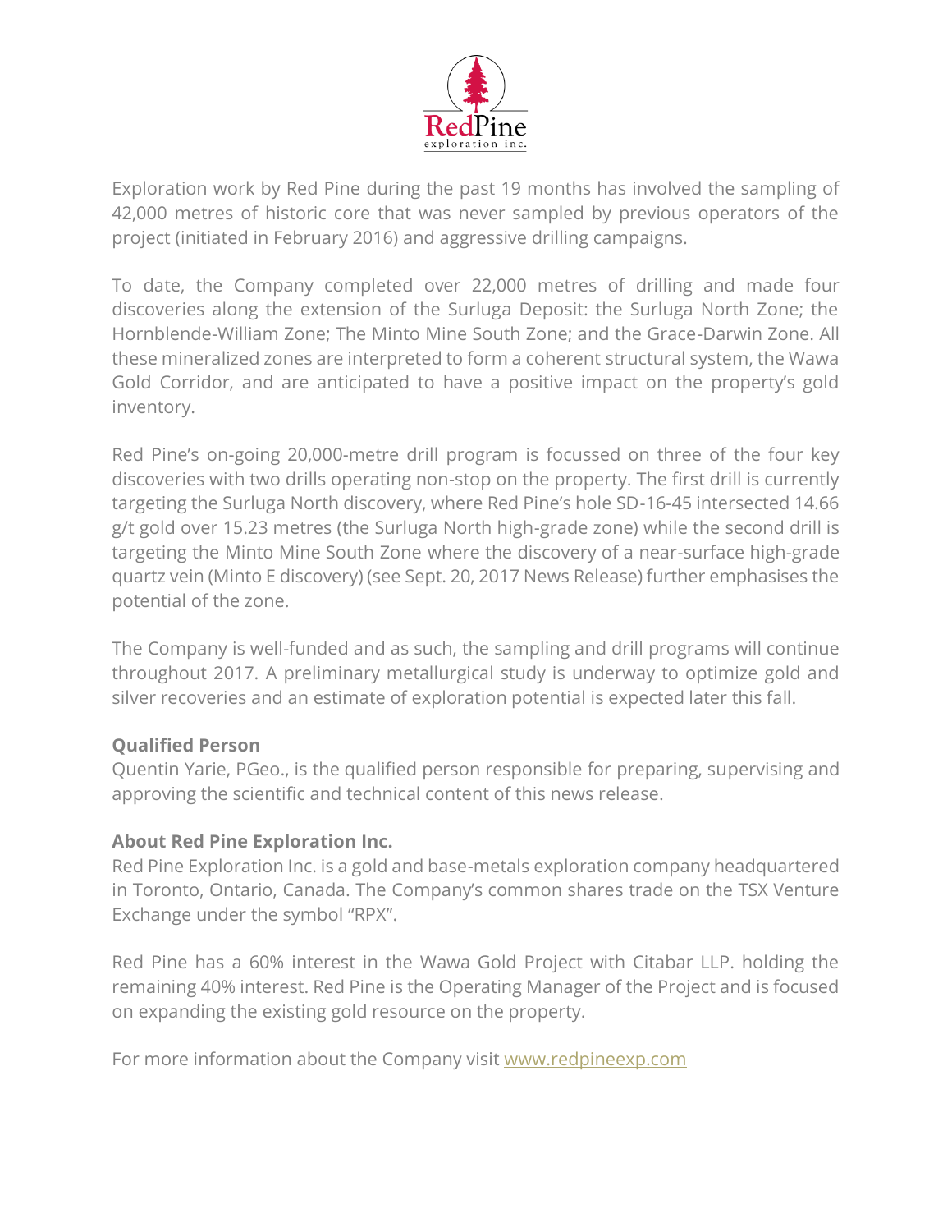Exploration work by Red Pine during the past 19 months has involved the sampling of 42,000 metres of historic core that was never sampled by previous operators of the project (initiated in February 2016) and aggressive drilling campaigns.

To date, the Company completed over 22,000 metres of drilling and made four discoveries along the extension of the Surluga Deposit: the Surluga North Zone; the Hornblende-William Zone; The Minto Mine South Zone; and the Grace-Darwin Zone. All these mineralized zones are interpreted to form a coherent structural system, the Wawa Gold Corridor, and are anticipated to have a positive impact on the property's gold inventory.

Red Pine's on-going 20,000-metre drill program is focussed on three of the four key discoveries with two drills operating non-stop on the property. The first drill is currently targeting the Surluga North discovery, where Red Pine's hole SD-16-45 intersected 14.66 g/t gold over 15.23 metres (the Surluga North high-grade zone) while the second drill is targeting the Minto Mine South Zone where the discovery of a near-surface high-grade quartz vein (Minto E discovery) (see Sept. 20, 2017 News Release) further emphasises the potential of the zone.

The Company is well-funded and as such, the sampling and drill programs will continue throughout 2017. A preliminary metallurgical study is underway to optimize gold and silver recoveries and an estimate of exploration potential is expected later this fall.

**Qualified Person**

Quentin Yarie, PGeo., is the qualified person responsible for preparing, supervising and approving the scientific and technical content of this news release.

**About Red Pine Exploration Inc.**

Red Pine Exploration Inc. is a gold and base-metals exploration company headquartered in Toronto, Ontario, Canada. The Company's common shares trade on the TSX Venture Exchange under the symbol "RPX".

Red Pine has a 60% interest in the Wawa Gold Project with Citabar LLP. holding the remaining 40% interest. Red Pine is the Operating Manager of the Project and is focused on expanding the existing gold resource on the property.

For more information about the Company visit [www.redpineexp.com](www.redpineexp.com)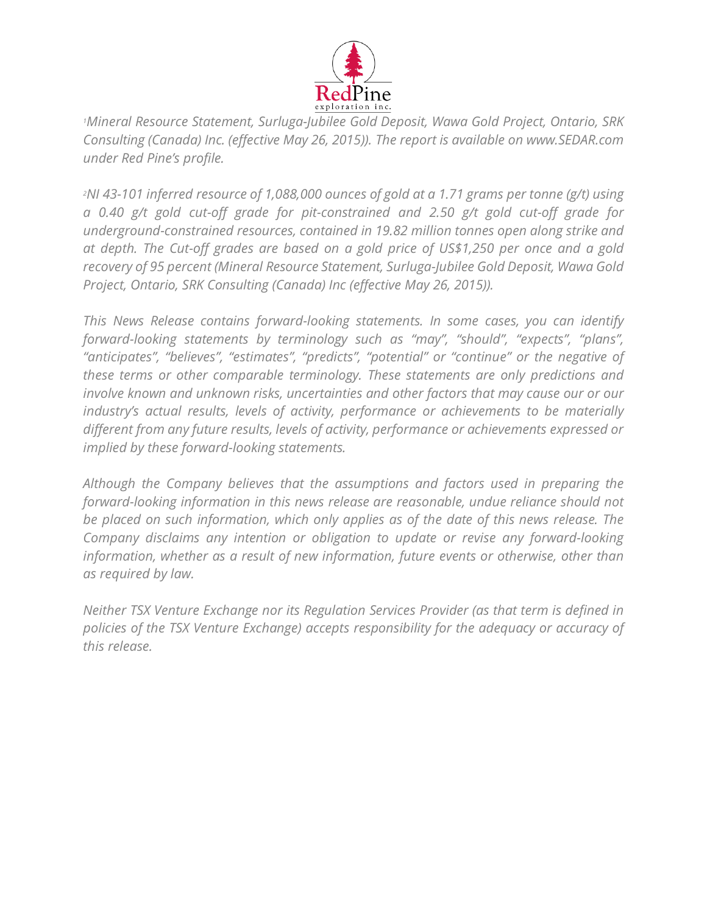[1]*Mineral Resource Statement, Surluga-Jubilee Gold Deposit, Wawa Gold Project, Ontario, SRK Consulting (Canada) Inc. (effective May 26, 2015)). The report is available on www.SEDAR.com under Red Pine's profile.*

[2]*NI 43-101 inferred resource of 1,088,000 ounces of gold at a 1.71 grams per tonne (g/t) using a 0.40 g/t gold cut-off grade for pit-constrained and 2.50 g/t gold cut-off grade for underground-constrained resources, contained in 19.82 million tonnes open along strike and at depth. The Cut-off grades are based on a gold price of US$1,250 per once and a gold recovery of 95 percent (Mineral Resource Statement, Surluga-Jubilee Gold Deposit, Wawa Gold Project, Ontario, SRK Consulting (Canada) Inc (effective May 26, 2015)).*

*This News Release contains forward-looking statements. In some cases, you can identify forward-looking statements by terminology such as "may", "should", "expects", "plans", "anticipates", "believes", "estimates", "predicts", "potential" or "continue" or the negative of these terms or other comparable terminology. These statements are only predictions and involve known and unknown risks, uncertainties and other factors that may cause our or our industry's actual results, levels of activity, performance or achievements to be materially different from any future results, levels of activity, performance or achievements expressed or implied by these forward-looking statements.*

*Although the Company believes that the assumptions and factors used in preparing the forward-looking information in this news release are reasonable, undue reliance should not be placed on such information, which only applies as of the date of this news release. The Company disclaims any intention or obligation to update or revise any forward-looking information, whether as a result of new information, future events or otherwise, other than as required by law.*

*Neither TSX Venture Exchange nor its Regulation Services Provider (as that term is defined in policies of the TSX Venture Exchange) accepts responsibility for the adequacy or accuracy of this release.*